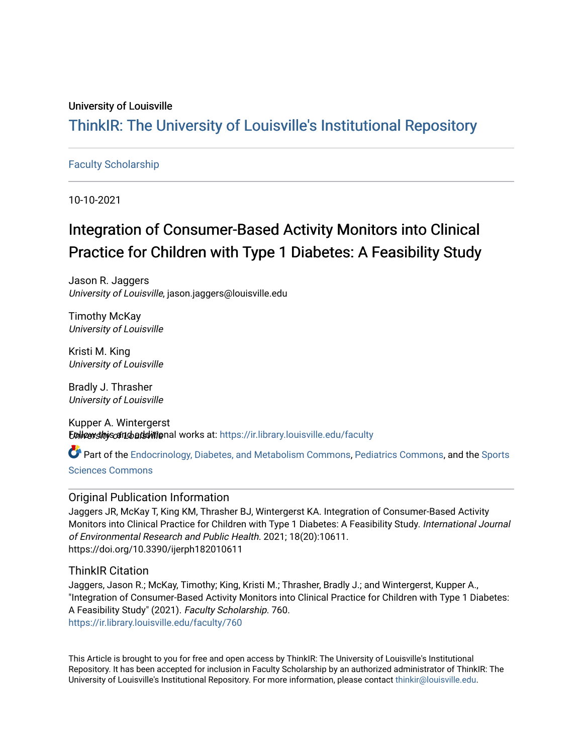University of Louisville

# ThinkIR: The University of Louisville's Institutional Repository

Faculty Scholarship

10-10-2021

# Integration of Consumer-Based Activity Monitors into Clinical Practice for Children with Type 1 Diabetes: A Feasibility Study

Jason R. Jaggers
*University of Louisville*, jason.jaggers@louisville.edu

Timothy McKay
*University of Louisville*

Kristi M. King
*University of Louisville*

Bradly J. Thrasher
*University of Louisville*

Kupper A. Wintergerst
*University of Louisville*

Follow this and additional works at: https://ir.library.louisville.edu/faculty

Part of the Endocrinology, Diabetes, and Metabolism Commons, Pediatrics Commons, and the Sports Sciences Commons

## Original Publication Information

Jaggers JR, McKay T, King KM, Thrasher BJ, Wintergerst KA. Integration of Consumer-Based Activity Monitors into Clinical Practice for Children with Type 1 Diabetes: A Feasibility Study. *International Journal of Environmental Research and Public Health*. 2021; 18(20):10611. https://doi.org/10.3390/ijerph182010611

## ThinkIR Citation

Jaggers, Jason R.; McKay, Timothy; King, Kristi M.; Thrasher, Bradly J.; and Wintergerst, Kupper A., "Integration of Consumer-Based Activity Monitors into Clinical Practice for Children with Type 1 Diabetes: A Feasibility Study" (2021). *Faculty Scholarship*. 760.
https://ir.library.louisville.edu/faculty/760

This Article is brought to you for free and open access by ThinkIR: The University of Louisville's Institutional Repository. It has been accepted for inclusion in Faculty Scholarship by an authorized administrator of ThinkIR: The University of Louisville's Institutional Repository. For more information, please contact thinkir@louisville.edu.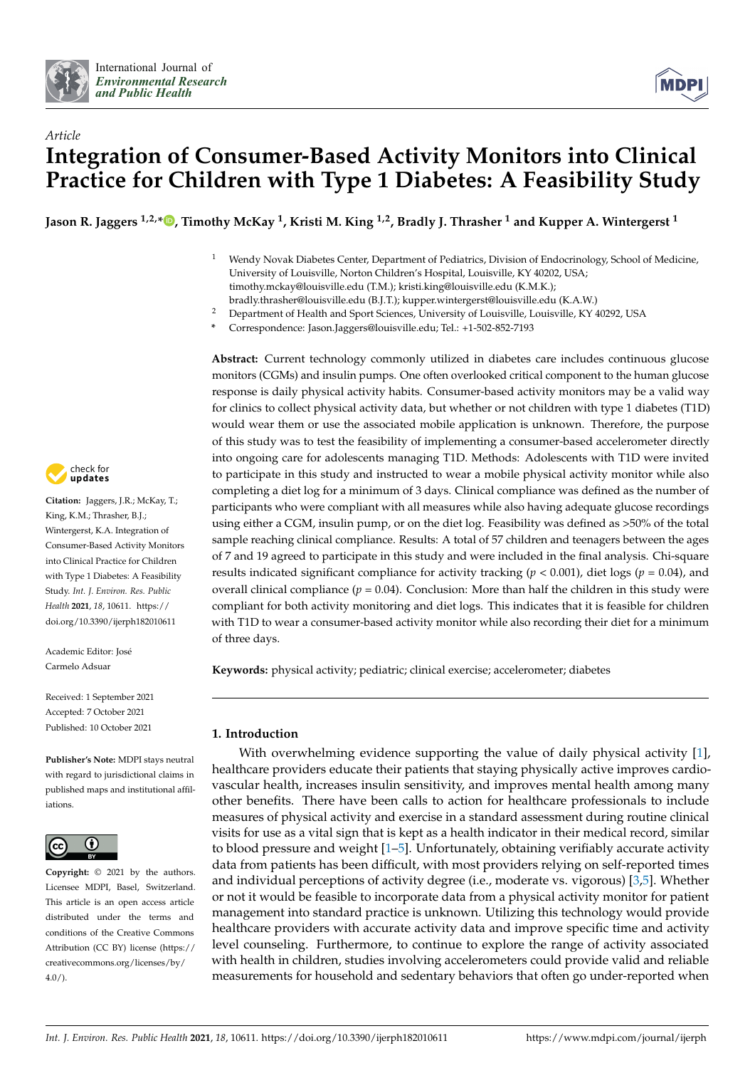*Article*

# Integration of Consumer-Based Activity Monitors into Clinical Practice for Children with Type 1 Diabetes: A Feasibility Study

**Jason R. Jaggers [1,2,*], Timothy McKay [1], Kristi M. King [1,2], Bradly J. Thrasher [1] and Kupper A. Wintergerst [1]**

[1] Wendy Novak Diabetes Center, Department of Pediatrics, Division of Endocrinology, School of Medicine, University of Louisville, Norton Children's Hospital, Louisville, KY 40202, USA; timothy.mckay@louisville.edu (T.M.); kristi.king@louisville.edu (K.M.K.); bradly.thrasher@louisville.edu (B.J.T.); kupper.wintergerst@louisville.edu (K.A.W.)

[2] Department of Health and Sport Sciences, University of Louisville, Louisville, KY 40292, USA

[*] Correspondence: Jason.Jaggers@louisville.edu; Tel.: +1-502-852-7193

**Abstract:** Current technology commonly utilized in diabetes care includes continuous glucose monitors (CGMs) and insulin pumps. One often overlooked critical component to the human glucose response is daily physical activity habits. Consumer-based activity monitors may be a valid way for clinics to collect physical activity data, but whether or not children with type 1 diabetes (T1D) would wear them or use the associated mobile application is unknown. Therefore, the purpose of this study was to test the feasibility of implementing a consumer-based accelerometer directly into ongoing care for adolescents managing T1D. Methods: Adolescents with T1D were invited to participate in this study and instructed to wear a mobile physical activity monitor while also completing a diet log for a minimum of 3 days. Clinical compliance was defined as the number of participants who were compliant with all measures while also having adequate glucose recordings using either a CGM, insulin pump, or on the diet log. Feasibility was defined as >50% of the total sample reaching clinical compliance. Results: A total of 57 children and teenagers between the ages of 7 and 19 agreed to participate in this study and were included in the final analysis. Chi-square results indicated significant compliance for activity tracking ($p < 0.001$), diet logs ($p = 0.04$), and overall clinical compliance ($p = 0.04$). Conclusion: More than half the children in this study were compliant for both activity monitoring and diet logs. This indicates that it is feasible for children with T1D to wear a consumer-based activity monitor while also recording their diet for a minimum of three days.

**Keywords:** physical activity; pediatric; clinical exercise; accelerometer; diabetes

**Citation:** Jaggers, J.R.; McKay, T.; King, K.M.; Thrasher, B.J.; Wintergerst, K.A. Integration of Consumer-Based Activity Monitors into Clinical Practice for Children with Type 1 Diabetes: A Feasibility Study. *Int. J. Environ. Res. Public Health* **2021**, *18*, 10611. https://doi.org/10.3390/ijerph182010611

Academic Editor: José Carmelo Adsuar

Received: 1 September 2021
Accepted: 7 October 2021
Published: 10 October 2021

**Publisher's Note:** MDPI stays neutral with regard to jurisdictional claims in published maps and institutional affiliations.

**Copyright:** © 2021 by the authors. Licensee MDPI, Basel, Switzerland. This article is an open access article distributed under the terms and conditions of the Creative Commons Attribution (CC BY) license (https://creativecommons.org/licenses/by/4.0/).

## 1. Introduction

With overwhelming evidence supporting the value of daily physical activity [1], healthcare providers educate their patients that staying physically active improves cardiovascular health, increases insulin sensitivity, and improves mental health among many other benefits. There have been calls to action for healthcare professionals to include measures of physical activity and exercise in a standard assessment during routine clinical visits for use as a vital sign that is kept as a health indicator in their medical record, similar to blood pressure and weight [1–5]. Unfortunately, obtaining verifiably accurate activity data from patients has been difficult, with most providers relying on self-reported times and individual perceptions of activity degree (i.e., moderate vs. vigorous) [3,5]. Whether or not it would be feasible to incorporate data from a physical activity monitor for patient management into standard practice is unknown. Utilizing this technology would provide healthcare providers with accurate activity data and improve specific time and activity level counseling. Furthermore, to continue to explore the range of activity associated with health in children, studies involving accelerometers could provide valid and reliable measurements for household and sedentary behaviors that often go under-reported when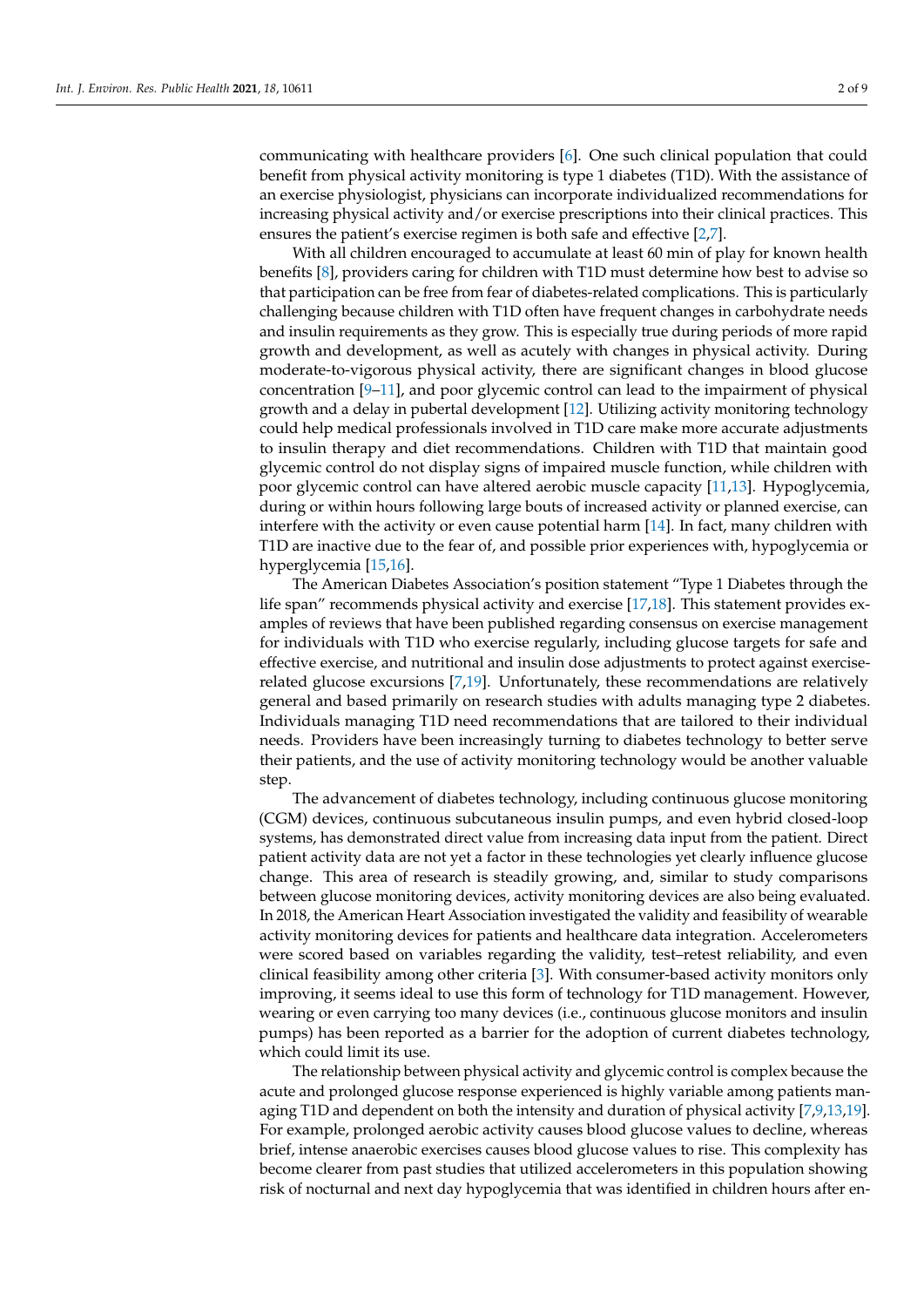communicating with healthcare providers [6]. One such clinical population that could benefit from physical activity monitoring is type 1 diabetes (T1D). With the assistance of an exercise physiologist, physicians can incorporate individualized recommendations for increasing physical activity and/or exercise prescriptions into their clinical practices. This ensures the patient's exercise regimen is both safe and effective [2,7].

With all children encouraged to accumulate at least 60 min of play for known health benefits [8], providers caring for children with T1D must determine how best to advise so that participation can be free from fear of diabetes-related complications. This is particularly challenging because children with T1D often have frequent changes in carbohydrate needs and insulin requirements as they grow. This is especially true during periods of more rapid growth and development, as well as acutely with changes in physical activity. During moderate-to-vigorous physical activity, there are significant changes in blood glucose concentration [9–11], and poor glycemic control can lead to the impairment of physical growth and a delay in pubertal development [12]. Utilizing activity monitoring technology could help medical professionals involved in T1D care make more accurate adjustments to insulin therapy and diet recommendations. Children with T1D that maintain good glycemic control do not display signs of impaired muscle function, while children with poor glycemic control can have altered aerobic muscle capacity [11,13]. Hypoglycemia, during or within hours following large bouts of increased activity or planned exercise, can interfere with the activity or even cause potential harm [14]. In fact, many children with T1D are inactive due to the fear of, and possible prior experiences with, hypoglycemia or hyperglycemia [15,16].

The American Diabetes Association's position statement "Type 1 Diabetes through the life span" recommends physical activity and exercise [17,18]. This statement provides examples of reviews that have been published regarding consensus on exercise management for individuals with T1D who exercise regularly, including glucose targets for safe and effective exercise, and nutritional and insulin dose adjustments to protect against exercise-related glucose excursions [7,19]. Unfortunately, these recommendations are relatively general and based primarily on research studies with adults managing type 2 diabetes. Individuals managing T1D need recommendations that are tailored to their individual needs. Providers have been increasingly turning to diabetes technology to better serve their patients, and the use of activity monitoring technology would be another valuable step.

The advancement of diabetes technology, including continuous glucose monitoring (CGM) devices, continuous subcutaneous insulin pumps, and even hybrid closed-loop systems, has demonstrated direct value from increasing data input from the patient. Direct patient activity data are not yet a factor in these technologies yet clearly influence glucose change. This area of research is steadily growing, and, similar to study comparisons between glucose monitoring devices, activity monitoring devices are also being evaluated. In 2018, the American Heart Association investigated the validity and feasibility of wearable activity monitoring devices for patients and healthcare data integration. Accelerometers were scored based on variables regarding the validity, test–retest reliability, and even clinical feasibility among other criteria [3]. With consumer-based activity monitors only improving, it seems ideal to use this form of technology for T1D management. However, wearing or even carrying too many devices (i.e., continuous glucose monitors and insulin pumps) has been reported as a barrier for the adoption of current diabetes technology, which could limit its use.

The relationship between physical activity and glycemic control is complex because the acute and prolonged glucose response experienced is highly variable among patients managing T1D and dependent on both the intensity and duration of physical activity [7,9,13,19]. For example, prolonged aerobic activity causes blood glucose values to decline, whereas brief, intense anaerobic exercises causes blood glucose values to rise. This complexity has become clearer from past studies that utilized accelerometers in this population showing risk of nocturnal and next day hypoglycemia that was identified in children hours after en-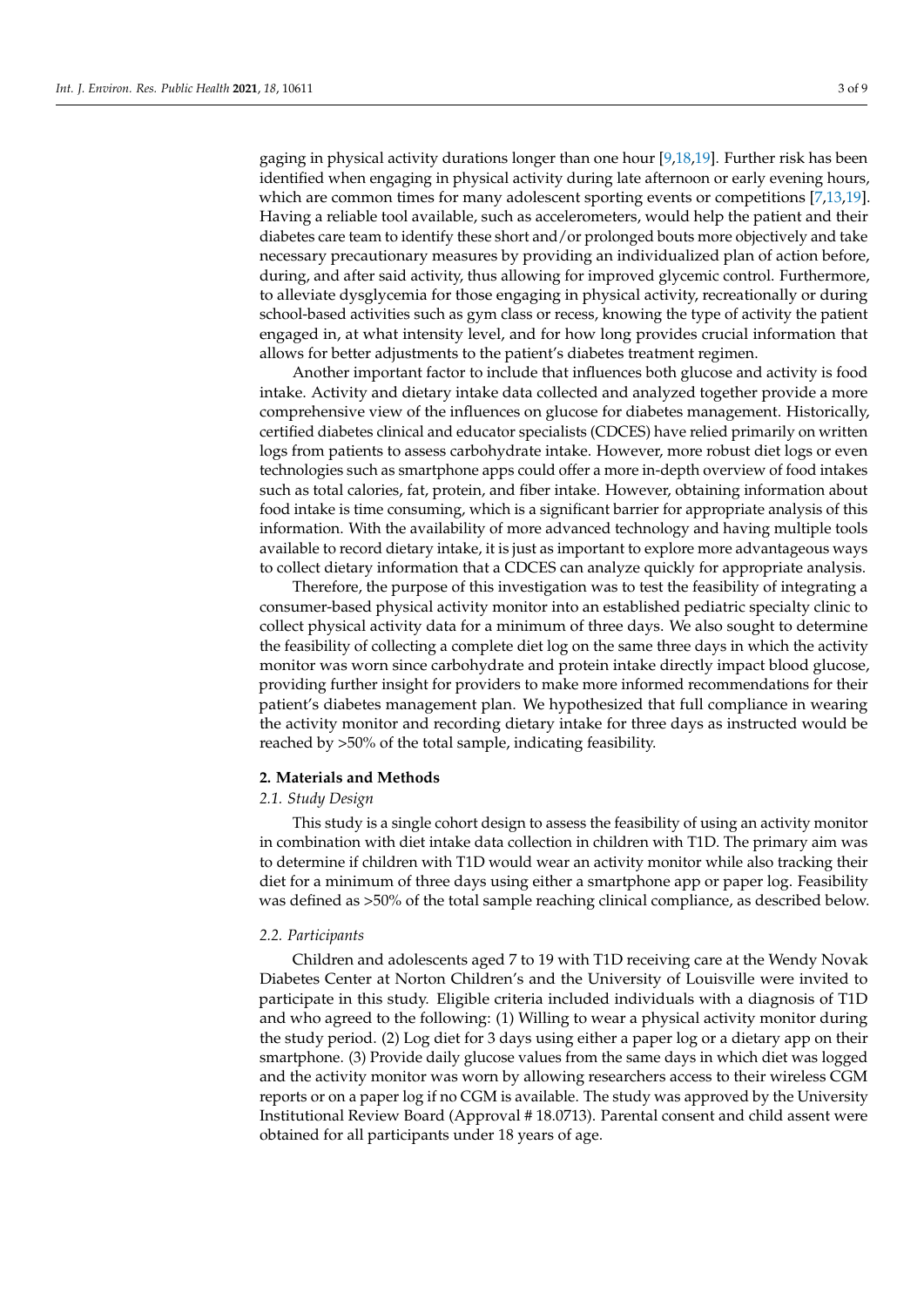gaging in physical activity durations longer than one hour [9,18,19]. Further risk has been identified when engaging in physical activity during late afternoon or early evening hours, which are common times for many adolescent sporting events or competitions [7,13,19]. Having a reliable tool available, such as accelerometers, would help the patient and their diabetes care team to identify these short and/or prolonged bouts more objectively and take necessary precautionary measures by providing an individualized plan of action before, during, and after said activity, thus allowing for improved glycemic control. Furthermore, to alleviate dysglycemia for those engaging in physical activity, recreationally or during school-based activities such as gym class or recess, knowing the type of activity the patient engaged in, at what intensity level, and for how long provides crucial information that allows for better adjustments to the patient's diabetes treatment regimen.

Another important factor to include that influences both glucose and activity is food intake. Activity and dietary intake data collected and analyzed together provide a more comprehensive view of the influences on glucose for diabetes management. Historically, certified diabetes clinical and educator specialists (CDCES) have relied primarily on written logs from patients to assess carbohydrate intake. However, more robust diet logs or even technologies such as smartphone apps could offer a more in-depth overview of food intakes such as total calories, fat, protein, and fiber intake. However, obtaining information about food intake is time consuming, which is a significant barrier for appropriate analysis of this information. With the availability of more advanced technology and having multiple tools available to record dietary intake, it is just as important to explore more advantageous ways to collect dietary information that a CDCES can analyze quickly for appropriate analysis.

Therefore, the purpose of this investigation was to test the feasibility of integrating a consumer-based physical activity monitor into an established pediatric specialty clinic to collect physical activity data for a minimum of three days. We also sought to determine the feasibility of collecting a complete diet log on the same three days in which the activity monitor was worn since carbohydrate and protein intake directly impact blood glucose, providing further insight for providers to make more informed recommendations for their patient's diabetes management plan. We hypothesized that full compliance in wearing the activity monitor and recording dietary intake for three days as instructed would be reached by >50% of the total sample, indicating feasibility.

## 2. Materials and Methods

### *2.1. Study Design*

This study is a single cohort design to assess the feasibility of using an activity monitor in combination with diet intake data collection in children with T1D. The primary aim was to determine if children with T1D would wear an activity monitor while also tracking their diet for a minimum of three days using either a smartphone app or paper log. Feasibility was defined as >50% of the total sample reaching clinical compliance, as described below.

### *2.2. Participants*

Children and adolescents aged 7 to 19 with T1D receiving care at the Wendy Novak Diabetes Center at Norton Children's and the University of Louisville were invited to participate in this study. Eligible criteria included individuals with a diagnosis of T1D and who agreed to the following: (1) Willing to wear a physical activity monitor during the study period. (2) Log diet for 3 days using either a paper log or a dietary app on their smartphone. (3) Provide daily glucose values from the same days in which diet was logged and the activity monitor was worn by allowing researchers access to their wireless CGM reports or on a paper log if no CGM is available. The study was approved by the University Institutional Review Board (Approval # 18.0713). Parental consent and child assent were obtained for all participants under 18 years of age.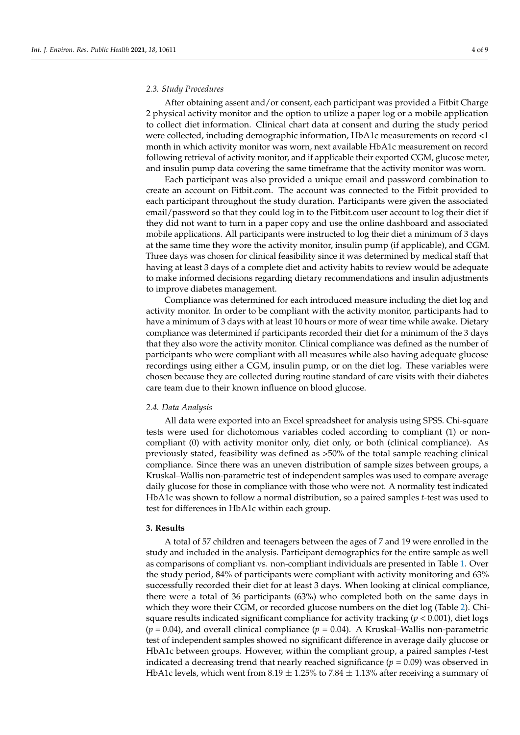### 2.3. Study Procedures

After obtaining assent and/or consent, each participant was provided a Fitbit Charge 2 physical activity monitor and the option to utilize a paper log or a mobile application to collect diet information. Clinical chart data at consent and during the study period were collected, including demographic information, HbA1c measurements on record <1 month in which activity monitor was worn, next available HbA1c measurement on record following retrieval of activity monitor, and if applicable their exported CGM, glucose meter, and insulin pump data covering the same timeframe that the activity monitor was worn.

Each participant was also provided a unique email and password combination to create an account on Fitbit.com. The account was connected to the Fitbit provided to each participant throughout the study duration. Participants were given the associated email/password so that they could log in to the Fitbit.com user account to log their diet if they did not want to turn in a paper copy and use the online dashboard and associated mobile applications. All participants were instructed to log their diet a minimum of 3 days at the same time they wore the activity monitor, insulin pump (if applicable), and CGM. Three days was chosen for clinical feasibility since it was determined by medical staff that having at least 3 days of a complete diet and activity habits to review would be adequate to make informed decisions regarding dietary recommendations and insulin adjustments to improve diabetes management.

Compliance was determined for each introduced measure including the diet log and activity monitor. In order to be compliant with the activity monitor, participants had to have a minimum of 3 days with at least 10 hours or more of wear time while awake. Dietary compliance was determined if participants recorded their diet for a minimum of the 3 days that they also wore the activity monitor. Clinical compliance was defined as the number of participants who were compliant with all measures while also having adequate glucose recordings using either a CGM, insulin pump, or on the diet log. These variables were chosen because they are collected during routine standard of care visits with their diabetes care team due to their known influence on blood glucose.

### 2.4. Data Analysis

All data were exported into an Excel spreadsheet for analysis using SPSS. Chi-square tests were used for dichotomous variables coded according to compliant (1) or non-compliant (0) with activity monitor only, diet only, or both (clinical compliance). As previously stated, feasibility was defined as >50% of the total sample reaching clinical compliance. Since there was an uneven distribution of sample sizes between groups, a Kruskal–Wallis non-parametric test of independent samples was used to compare average daily glucose for those in compliance with those who were not. A normality test indicated HbA1c was shown to follow a normal distribution, so a paired samples *t*-test was used to test for differences in HbA1c within each group.

## 3. Results

A total of 57 children and teenagers between the ages of 7 and 19 were enrolled in the study and included in the analysis. Participant demographics for the entire sample as well as comparisons of compliant vs. non-compliant individuals are presented in Table 1. Over the study period, 84% of participants were compliant with activity monitoring and 63% successfully recorded their diet for at least 3 days. When looking at clinical compliance, there were a total of 36 participants (63%) who completed both on the same days in which they wore their CGM, or recorded glucose numbers on the diet log (Table 2). Chi-square results indicated significant compliance for activity tracking ($p < 0.001$), diet logs ($p = 0.04$), and overall clinical compliance ($p = 0.04$). A Kruskal–Wallis non-parametric test of independent samples showed no significant difference in average daily glucose or HbA1c between groups. However, within the compliant group, a paired samples *t*-test indicated a decreasing trend that nearly reached significance ($p = 0.09$) was observed in HbA1c levels, which went from $8.19 \pm 1.25\%$ to $7.84 \pm 1.13\%$ after receiving a summary of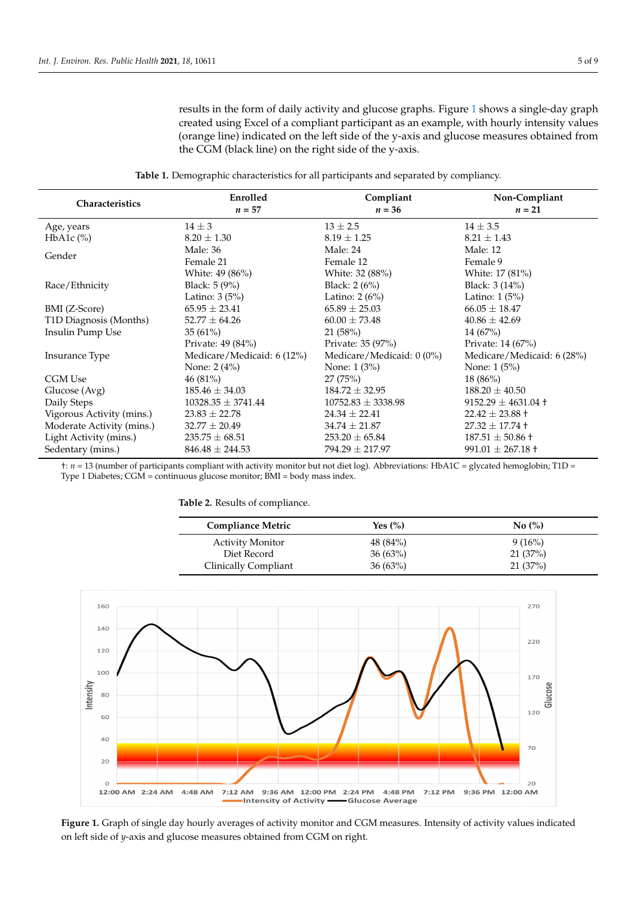results in the form of daily activity and glucose graphs. Figure 1 shows a single-day graph created using Excel of a compliant participant as an example, with hourly intensity values (orange line) indicated on the left side of the y-axis and glucose measures obtained from the CGM (black line) on the right side of the y-axis.

**Table 1.** Demographic characteristics for all participants and separated by compliancy.

| Characteristics | Enrolled $n$ = 57 | Compliant $n$ = 36 | Non-Compliant $n$ = 21 |
|---|---|---|---|
| Age, years | 14 ± 3 | 13 ± 2.5 | 14 ± 3.5 |
| HbA1c (%) | 8.20 ± 1.30 | 8.19 ± 1.25 | 8.21 ± 1.43 |
| Gender | Male: 36<br>Female 21 | Male: 24<br>Female 12 | Male: 12<br>Female 9 |
| Race/Ethnicity | White: 49 (86%)<br>Black: 5 (9%)<br>Latino: 3 (5%) | White: 32 (88%)<br>Black: 2 (6%)<br>Latino: 2 (6%) | White: 17 (81%)<br>Black: 3 (14%)<br>Latino: 1 (5%) |
| BMI (Z-Score) | 65.95 ± 23.41 | 65.89 ± 25.03 | 66.05 ± 18.47 |
| T1D Diagnosis (Months) | 52.77 ± 64.26 | 60.00 ± 73.48 | 40.86 ± 42.69 |
| Insulin Pump Use | 35 (61%) | 21 (58%) | 14 (67%) |
| Insurance Type | Private: 49 (84%)<br>Medicare/Medicaid: 6 (12%)<br>None: 2 (4%) | Private: 35 (97%)<br>Medicare/Medicaid: 0 (0%)<br>None: 1 (3%) | Private: 14 (67%)<br>Medicare/Medicaid: 6 (28%)<br>None: 1 (5%) |
| CGM Use | 46 (81%) | 27 (75%) | 18 (86%) |
| Glucose (Avg) | 185.46 ± 34.03 | 184.72 ± 32.95 | 188.20 ± 40.50 |
| Daily Steps | 10328.35 ± 3741.44 | 10752.83 ± 3338.98 | 9152.29 ± 4631.04 † |
| Vigorous Activity (mins.) | 23.83 ± 22.78 | 24.34 ± 22.41 | 22.42 ± 23.88 † |
| Moderate Activity (mins.) | 32.77 ± 20.49 | 34.74 ± 21.87 | 27.32 ± 17.74 † |
| Light Activity (mins.) | 235.75 ± 68.51 | 253.20 ± 65.84 | 187.51 ± 50.86 † |
| Sedentary (mins.) | 846.48 ± 244.53 | 794.29 ± 217.97 | 991.01 ± 267.18 † |

†: $n$ = 13 (number of participants compliant with activity monitor but not diet log). Abbreviations: HbA1C = glycated hemoglobin; T1D = Type 1 Diabetes; CGM = continuous glucose monitor; BMI = body mass index.

**Table 2.** Results of compliance.

| Compliance Metric | Yes (%) | No (%) |
|---|---|---|
| Activity Monitor | 48 (84%) | 9 (16%) |
| Diet Record | 36 (63%) | 21 (37%) |
| Clinically Compliant | 36 (63%) | 21 (37%) |

**Figure 1.** Graph of single day hourly averages of activity monitor and CGM measures. Intensity of activity values indicated on left side of *y*-axis and glucose measures obtained from CGM on right.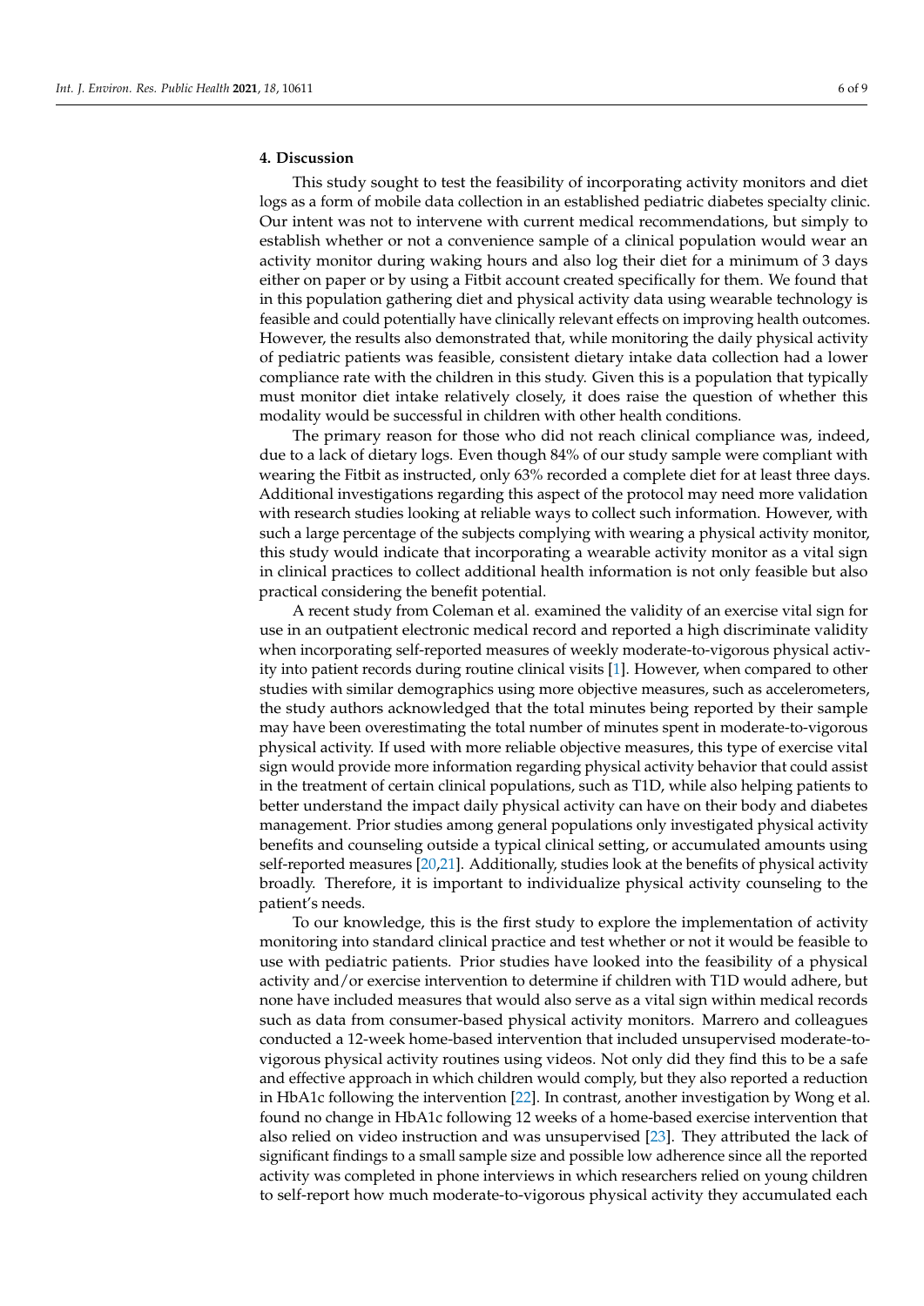## 4. Discussion

This study sought to test the feasibility of incorporating activity monitors and diet logs as a form of mobile data collection in an established pediatric diabetes specialty clinic. Our intent was not to intervene with current medical recommendations, but simply to establish whether or not a convenience sample of a clinical population would wear an activity monitor during waking hours and also log their diet for a minimum of 3 days either on paper or by using a Fitbit account created specifically for them. We found that in this population gathering diet and physical activity data using wearable technology is feasible and could potentially have clinically relevant effects on improving health outcomes. However, the results also demonstrated that, while monitoring the daily physical activity of pediatric patients was feasible, consistent dietary intake data collection had a lower compliance rate with the children in this study. Given this is a population that typically must monitor diet intake relatively closely, it does raise the question of whether this modality would be successful in children with other health conditions.

The primary reason for those who did not reach clinical compliance was, indeed, due to a lack of dietary logs. Even though 84% of our study sample were compliant with wearing the Fitbit as instructed, only 63% recorded a complete diet for at least three days. Additional investigations regarding this aspect of the protocol may need more validation with research studies looking at reliable ways to collect such information. However, with such a large percentage of the subjects complying with wearing a physical activity monitor, this study would indicate that incorporating a wearable activity monitor as a vital sign in clinical practices to collect additional health information is not only feasible but also practical considering the benefit potential.

A recent study from Coleman et al. examined the validity of an exercise vital sign for use in an outpatient electronic medical record and reported a high discriminate validity when incorporating self-reported measures of weekly moderate-to-vigorous physical activity into patient records during routine clinical visits [1]. However, when compared to other studies with similar demographics using more objective measures, such as accelerometers, the study authors acknowledged that the total minutes being reported by their sample may have been overestimating the total number of minutes spent in moderate-to-vigorous physical activity. If used with more reliable objective measures, this type of exercise vital sign would provide more information regarding physical activity behavior that could assist in the treatment of certain clinical populations, such as T1D, while also helping patients to better understand the impact daily physical activity can have on their body and diabetes management. Prior studies among general populations only investigated physical activity benefits and counseling outside a typical clinical setting, or accumulated amounts using self-reported measures [20,21]. Additionally, studies look at the benefits of physical activity broadly. Therefore, it is important to individualize physical activity counseling to the patient's needs.

To our knowledge, this is the first study to explore the implementation of activity monitoring into standard clinical practice and test whether or not it would be feasible to use with pediatric patients. Prior studies have looked into the feasibility of a physical activity and/or exercise intervention to determine if children with T1D would adhere, but none have included measures that would also serve as a vital sign within medical records such as data from consumer-based physical activity monitors. Marrero and colleagues conducted a 12-week home-based intervention that included unsupervised moderate-to-vigorous physical activity routines using videos. Not only did they find this to be a safe and effective approach in which children would comply, but they also reported a reduction in HbA1c following the intervention [22]. In contrast, another investigation by Wong et al. found no change in HbA1c following 12 weeks of a home-based exercise intervention that also relied on video instruction and was unsupervised [23]. They attributed the lack of significant findings to a small sample size and possible low adherence since all the reported activity was completed in phone interviews in which researchers relied on young children to self-report how much moderate-to-vigorous physical activity they accumulated each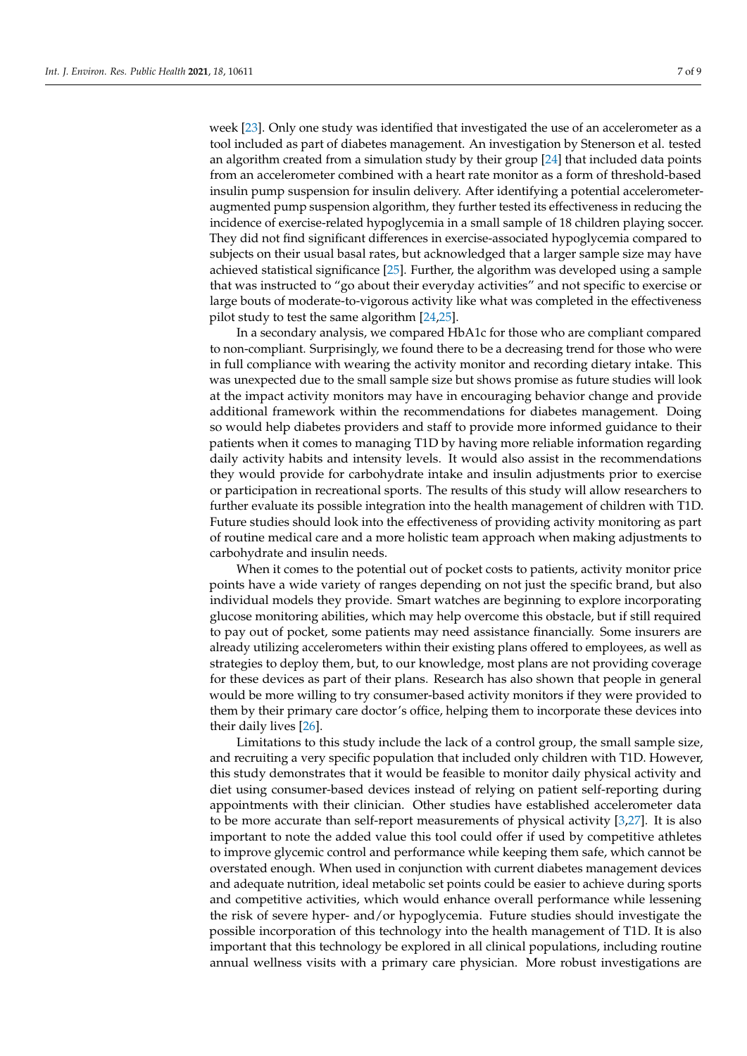week [23]. Only one study was identified that investigated the use of an accelerometer as a tool included as part of diabetes management. An investigation by Stenerson et al. tested an algorithm created from a simulation study by their group [24] that included data points from an accelerometer combined with a heart rate monitor as a form of threshold-based insulin pump suspension for insulin delivery. After identifying a potential accelerometer-augmented pump suspension algorithm, they further tested its effectiveness in reducing the incidence of exercise-related hypoglycemia in a small sample of 18 children playing soccer. They did not find significant differences in exercise-associated hypoglycemia compared to subjects on their usual basal rates, but acknowledged that a larger sample size may have achieved statistical significance [25]. Further, the algorithm was developed using a sample that was instructed to "go about their everyday activities" and not specific to exercise or large bouts of moderate-to-vigorous activity like what was completed in the effectiveness pilot study to test the same algorithm [24,25].

In a secondary analysis, we compared HbA1c for those who are compliant compared to non-compliant. Surprisingly, we found there to be a decreasing trend for those who were in full compliance with wearing the activity monitor and recording dietary intake. This was unexpected due to the small sample size but shows promise as future studies will look at the impact activity monitors may have in encouraging behavior change and provide additional framework within the recommendations for diabetes management. Doing so would help diabetes providers and staff to provide more informed guidance to their patients when it comes to managing T1D by having more reliable information regarding daily activity habits and intensity levels. It would also assist in the recommendations they would provide for carbohydrate intake and insulin adjustments prior to exercise or participation in recreational sports. The results of this study will allow researchers to further evaluate its possible integration into the health management of children with T1D. Future studies should look into the effectiveness of providing activity monitoring as part of routine medical care and a more holistic team approach when making adjustments to carbohydrate and insulin needs.

When it comes to the potential out of pocket costs to patients, activity monitor price points have a wide variety of ranges depending on not just the specific brand, but also individual models they provide. Smart watches are beginning to explore incorporating glucose monitoring abilities, which may help overcome this obstacle, but if still required to pay out of pocket, some patients may need assistance financially. Some insurers are already utilizing accelerometers within their existing plans offered to employees, as well as strategies to deploy them, but, to our knowledge, most plans are not providing coverage for these devices as part of their plans. Research has also shown that people in general would be more willing to try consumer-based activity monitors if they were provided to them by their primary care doctor's office, helping them to incorporate these devices into their daily lives [26].

Limitations to this study include the lack of a control group, the small sample size, and recruiting a very specific population that included only children with T1D. However, this study demonstrates that it would be feasible to monitor daily physical activity and diet using consumer-based devices instead of relying on patient self-reporting during appointments with their clinician. Other studies have established accelerometer data to be more accurate than self-report measurements of physical activity [3,27]. It is also important to note the added value this tool could offer if used by competitive athletes to improve glycemic control and performance while keeping them safe, which cannot be overstated enough. When used in conjunction with current diabetes management devices and adequate nutrition, ideal metabolic set points could be easier to achieve during sports and competitive activities, which would enhance overall performance while lessening the risk of severe hyper- and/or hypoglycemia. Future studies should investigate the possible incorporation of this technology into the health management of T1D. It is also important that this technology be explored in all clinical populations, including routine annual wellness visits with a primary care physician. More robust investigations are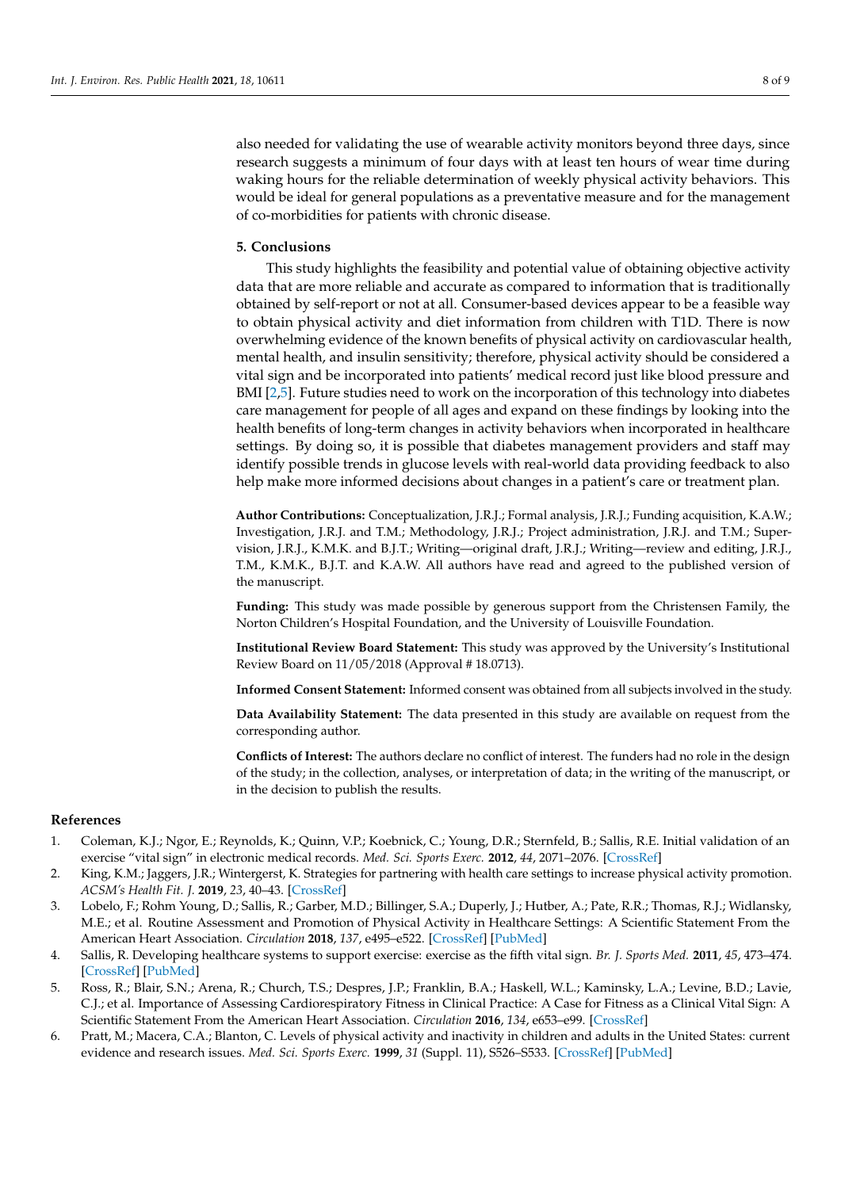also needed for validating the use of wearable activity monitors beyond three days, since research suggests a minimum of four days with at least ten hours of wear time during waking hours for the reliable determination of weekly physical activity behaviors. This would be ideal for general populations as a preventative measure and for the management of co-morbidities for patients with chronic disease.

## 5. Conclusions

This study highlights the feasibility and potential value of obtaining objective activity data that are more reliable and accurate as compared to information that is traditionally obtained by self-report or not at all. Consumer-based devices appear to be a feasible way to obtain physical activity and diet information from children with T1D. There is now overwhelming evidence of the known benefits of physical activity on cardiovascular health, mental health, and insulin sensitivity; therefore, physical activity should be considered a vital sign and be incorporated into patients' medical record just like blood pressure and BMI [2,5]. Future studies need to work on the incorporation of this technology into diabetes care management for people of all ages and expand on these findings by looking into the health benefits of long-term changes in activity behaviors when incorporated in healthcare settings. By doing so, it is possible that diabetes management providers and staff may identify possible trends in glucose levels with real-world data providing feedback to also help make more informed decisions about changes in a patient's care or treatment plan.

**Author Contributions:** Conceptualization, J.R.J.; Formal analysis, J.R.J.; Funding acquisition, K.A.W.; Investigation, J.R.J. and T.M.; Methodology, J.R.J.; Project administration, J.R.J. and T.M.; Supervision, J.R.J., K.M.K. and B.J.T.; Writing—original draft, J.R.J.; Writing—review and editing, J.R.J., T.M., K.M.K., B.J.T. and K.A.W. All authors have read and agreed to the published version of the manuscript.

**Funding:** This study was made possible by generous support from the Christensen Family, the Norton Children's Hospital Foundation, and the University of Louisville Foundation.

**Institutional Review Board Statement:** This study was approved by the University's Institutional Review Board on 11/05/2018 (Approval # 18.0713).

**Informed Consent Statement:** Informed consent was obtained from all subjects involved in the study.

**Data Availability Statement:** The data presented in this study are available on request from the corresponding author.

**Conflicts of Interest:** The authors declare no conflict of interest. The funders had no role in the design of the study; in the collection, analyses, or interpretation of data; in the writing of the manuscript, or in the decision to publish the results.

## References

1. Coleman, K.J.; Ngor, E.; Reynolds, K.; Quinn, V.P.; Koebnick, C.; Young, D.R.; Sternfeld, B.; Sallis, R.E. Initial validation of an exercise "vital sign" in electronic medical records. *Med. Sci. Sports Exerc.* **2012**, *44*, 2071–2076. [CrossRef]
2. King, K.M.; Jaggers, J.R.; Wintergerst, K. Strategies for partnering with health care settings to increase physical activity promotion. *ACSM's Health Fit. J.* **2019**, *23*, 40–43. [CrossRef]
3. Lobelo, F.; Rohm Young, D.; Sallis, R.; Garber, M.D.; Billinger, S.A.; Duperly, J.; Hutber, A.; Pate, R.R.; Thomas, R.J.; Widlansky, M.E.; et al. Routine Assessment and Promotion of Physical Activity in Healthcare Settings: A Scientific Statement From the American Heart Association. *Circulation* **2018**, *137*, e495–e522. [CrossRef] [PubMed]
4. Sallis, R. Developing healthcare systems to support exercise: exercise as the fifth vital sign. *Br. J. Sports Med.* **2011**, *45*, 473–474. [CrossRef] [PubMed]
5. Ross, R.; Blair, S.N.; Arena, R.; Church, T.S.; Despres, J.P.; Franklin, B.A.; Haskell, W.L.; Kaminsky, L.A.; Levine, B.D.; Lavie, C.J.; et al. Importance of Assessing Cardiorespiratory Fitness in Clinical Practice: A Case for Fitness as a Clinical Vital Sign: A Scientific Statement From the American Heart Association. *Circulation* **2016**, *134*, e653–e99. [CrossRef]
6. Pratt, M.; Macera, C.A.; Blanton, C. Levels of physical activity and inactivity in children and adults in the United States: current evidence and research issues. *Med. Sci. Sports Exerc.* **1999**, *31* (Suppl. 11), S526–S533. [CrossRef] [PubMed]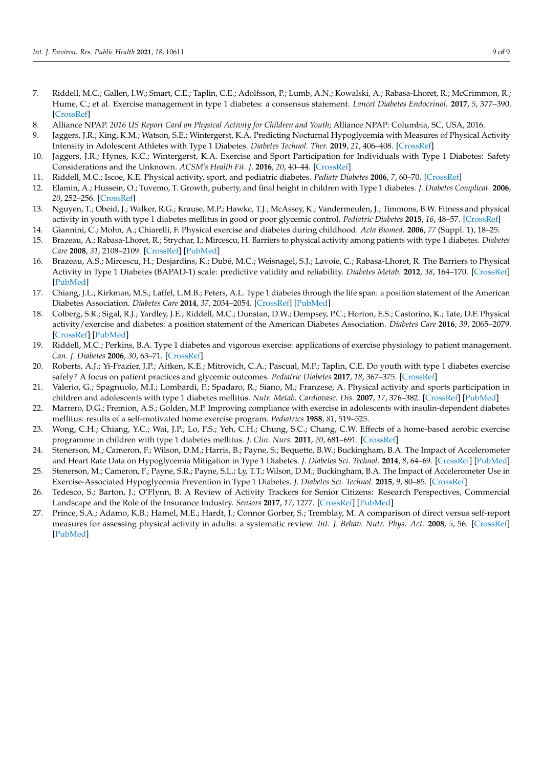7. Riddell, M.C.; Gallen, I.W.; Smart, C.E.; Taplin, C.E.; Adolfsson, P.; Lumb, A.N.; Kowalski, A.; Rabasa-Lhoret, R.; McCrimmon, R.; Hume, C.; et al. Exercise management in type 1 diabetes: a consensus statement. *Lancet Diabetes Endocrinol.* **2017**, *5*, 377–390. [CrossRef]
8. Alliance NPAP. *2016 US Report Card on Physical Activity for Children and Youth*; Alliance NPAP: Columbia, SC, USA, 2016.
9. Jaggers, J.R.; King, K.M.; Watson, S.E.; Wintergerst, K.A. Predicting Nocturnal Hypoglycemia with Measures of Physical Activity Intensity in Adolescent Athletes with Type 1 Diabetes. *Diabetes Technol. Ther.* **2019**, *21*, 406–408. [CrossRef]
10. Jaggers, J.R.; Hynes, K.C.; Wintergerst, K.A. Exercise and Sport Participation for Individuals with Type 1 Diabetes: Safety Considerations and the Unknown. *ACSM's Health Fit. J.* **2016**, *20*, 40–44. [CrossRef]
11. Riddell, M.C.; Iscoe, K.E. Physical activity, sport, and pediatric diabetes. *Pediatr Diabetes* **2006**, *7*, 60–70. [CrossRef]
12. Elamin, A.; Hussein, O.; Tuvemo, T. Growth, puberty, and final height in children with Type 1 diabetes. *J. Diabetes Complicat.* **2006**, *20*, 252–256. [CrossRef]
13. Nguyen, T.; Obeid, J.; Walker, R.G.; Krause, M.P.; Hawke, T.J.; McAssey, K.; Vandermeulen, J.; Timmons, B.W. Fitness and physical activity in youth with type 1 diabetes mellitus in good or poor glycemic control. *Pediatric Diabetes* **2015**, *16*, 48–57. [CrossRef]
14. Giannini, C.; Mohn, A.; Chiarelli, F. Physical exercise and diabetes during childhood. *Acta Biomed.* **2006**, *77* (Suppl. 1), 18–25.
15. Brazeau, A.; Rabasa-Lhoret, R.; Strychar, I.; Mircescu, H. Barriers to physical activity among patients with type 1 diabetes. *Diabetes Care* **2008**, *31*, 2108–2109. [CrossRef] [PubMed]
16. Brazeau, A.S.; Mircescu, H.; Desjardins, K.; Dubé, M.C.; Weisnagel, S.J.; Lavoie, C.; Rabasa-Lhoret, R. The Barriers to Physical Activity in Type 1 Diabetes (BAPAD-1) scale: predictive validity and reliability. *Diabetes Metab.* **2012**, *38*, 164–170. [CrossRef] [PubMed]
17. Chiang, J.L.; Kirkman, M.S.; Laffel, L.M.B.; Peters, A.L. Type 1 diabetes through the life span: a position statement of the American Diabetes Association. *Diabetes Care* **2014**, *37*, 2034–2054. [CrossRef] [PubMed]
18. Colberg, S.R.; Sigal, R.J.; Yardley, J.E.; Riddell, M.C.; Dunstan, D.W.; Dempsey, P.C.; Horton, E.S.; Castorino, K.; Tate, D.F. Physical activity/exercise and diabetes: a position statement of the American Diabetes Association. *Diabetes Care* **2016**, *39*, 2065–2079. [CrossRef] [PubMed]
19. Riddell, M.C.; Perkins, B.A. Type 1 diabetes and vigorous exercise: applications of exercise physiology to patient management. *Can. J. Diabetes* **2006**, *30*, 63–71. [CrossRef]
20. Roberts, A.J.; Yi-Frazier, J.P.; Aitken, K.E.; Mitrovich, C.A.; Pascual, M.F.; Taplin, C.E. Do youth with type 1 diabetes exercise safely? A focus on patient practices and glycemic outcomes. *Pediatric Diabetes* **2017**, *18*, 367–375. [CrossRef]
21. Valerio, G.; Spagnuolo, M.I.; Lombardi, F.; Spadaro, R.; Siano, M.; Franzese, A. Physical activity and sports participation in children and adolescents with type 1 diabetes mellitus. *Nutr. Metab. Cardiovasc. Dis.* **2007**, *17*, 376–382. [CrossRef] [PubMed]
22. Marrero, D.G.; Fremion, A.S.; Golden, M.P. Improving compliance with exercise in adolescents with insulin-dependent diabetes mellitus: results of a self-motivated home exercise program. *Pediatrics* **1988**, *81*, 519–525.
23. Wong, C.H.; Chiang, Y.C.; Wai, J.P.; Lo, F.S.; Yeh, C.H.; Chung, S.C.; Chang, C.W. Effects of a home-based aerobic exercise programme in children with type 1 diabetes mellitus. *J. Clin. Nurs.* **2011**, *20*, 681–691. [CrossRef]
24. Stenerson, M.; Cameron, F.; Wilson, D.M.; Harris, B.; Payne, S.; Bequette, B.W.; Buckingham, B.A. The Impact of Accelerometer and Heart Rate Data on Hypoglycemia Mitigation in Type 1 Diabetes. *J. Diabetes Sci. Technol.* **2014**, *8*, 64–69. [CrossRef] [PubMed]
25. Stenerson, M.; Cameron, F.; Payne, S.R.; Payne, S.L.; Ly, T.T.; Wilson, D.M.; Buckingham, B.A. The Impact of Accelerometer Use in Exercise-Associated Hypoglycemia Prevention in Type 1 Diabetes. *J. Diabetes Sci. Technol.* **2015**, *9*, 80–85. [CrossRef]
26. Tedesco, S.; Barton, J.; O'Flynn, B. A Review of Activity Trackers for Senior Citizens: Research Perspectives, Commercial Landscape and the Role of the Insurance Industry. *Sensors* **2017**, *17*, 1277. [CrossRef] [PubMed]
27. Prince, S.A.; Adamo, K.B.; Hamel, M.E.; Hardt, J.; Connor Gorber, S.; Tremblay, M. A comparison of direct versus self-report measures for assessing physical activity in adults: a systematic review. *Int. J. Behav. Nutr. Phys. Act.* **2008**, *5*, 56. [CrossRef] [PubMed]